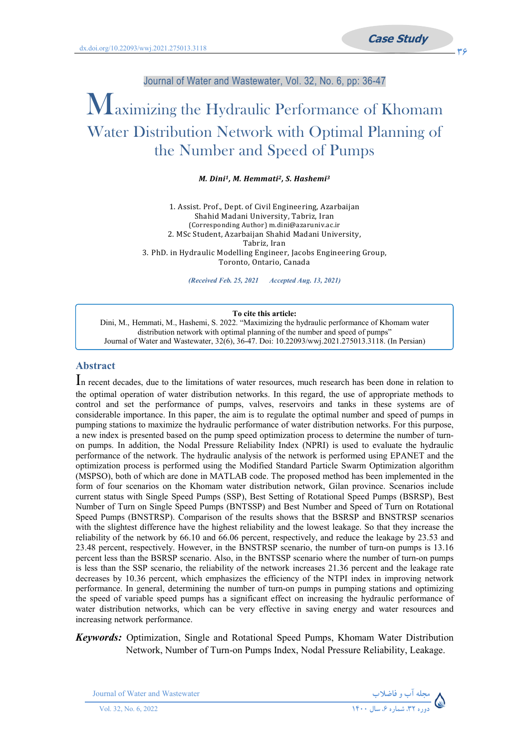Journal of Water and Wastewater, Vol. 32, No. 6, pp: 36-47

dx.doi.org/10.22093/wwj.2021.275013.3118

Case Study

# Maximizing the Hydraulic Performance of Khomam Water Distribution Network with Optimal Planning of the Number and Speed of Pumps

***M. Dini[1], M. Hemmati[2], S. Hashemi[3]***

1. Assist. Prof., Dept. of Civil Engineering, Azarbaijan Shahid Madani University, Tabriz, Iran
(Corresponding Author) m.dini@azaruniv.ac.ir
2. MSc Student, Azarbaijan Shahid Madani University, Tabriz, Iran
3. PhD. in Hydraulic Modelling Engineer, Jacobs Engineering Group, Toronto, Ontario, Canada

*(Received Feb. 25, 2021    Accepted Aug. 13, 2021)*

**To cite this article:**
Dini, M., Hemmati, M., Hashemi, S. 2022. "Maximizing the hydraulic performance of Khomam water distribution network with optimal planning of the number and speed of pumps" Journal of Water and Wastewater, 32(6), 36-47. Doi: 10.22093/wwj.2021.275013.3118. (In Persian)

## Abstract

In recent decades, due to the limitations of water resources, much research has been done in relation to the optimal operation of water distribution networks. In this regard, the use of appropriate methods to control and set the performance of pumps, valves, reservoirs and tanks in these systems are of considerable importance. In this paper, the aim is to regulate the optimal number and speed of pumps in pumping stations to maximize the hydraulic performance of water distribution networks. For this purpose, a new index is presented based on the pump speed optimization process to determine the number of turn-on pumps. In addition, the Nodal Pressure Reliability Index (NPRI) is used to evaluate the hydraulic performance of the network. The hydraulic analysis of the network is performed using EPANET and the optimization process is performed using the Modified Standard Particle Swarm Optimization algorithm (MSPSO), both of which are done in MATLAB code. The proposed method has been implemented in the form of four scenarios on the Khomam water distribution network, Gilan province. Scenarios include current status with Single Speed Pumps (SSP), Best Setting of Rotational Speed Pumps (BSRSP), Best Number of Turn on Single Speed Pumps (BNTSSP) and Best Number and Speed of Turn on Rotational Speed Pumps (BNSTRSP). Comparison of the results shows that the BSRSP and BNSTRSP scenarios with the slightest difference have the highest reliability and the lowest leakage. So that they increase the reliability of the network by 66.10 and 66.06 percent, respectively, and reduce the leakage by 23.53 and 23.48 percent, respectively. However, in the BNSTRSP scenario, the number of turn-on pumps is 13.16 percent less than the BSRSP scenario. Also, in the BNTSSP scenario where the number of turn-on pumps is less than the SSP scenario, the reliability of the network increases 21.36 percent and the leakage rate decreases by 10.36 percent, which emphasizes the efficiency of the NTPI index in improving network performance. In general, determining the number of turn-on pumps in pumping stations and optimizing the speed of variable speed pumps has a significant effect on increasing the hydraulic performance of water distribution networks, which can be very effective in saving energy and water resources and increasing network performance.

***Keywords:*** Optimization, Single and Rotational Speed Pumps, Khomam Water Distribution Network, Number of Turn-on Pumps Index, Nodal Pressure Reliability, Leakage.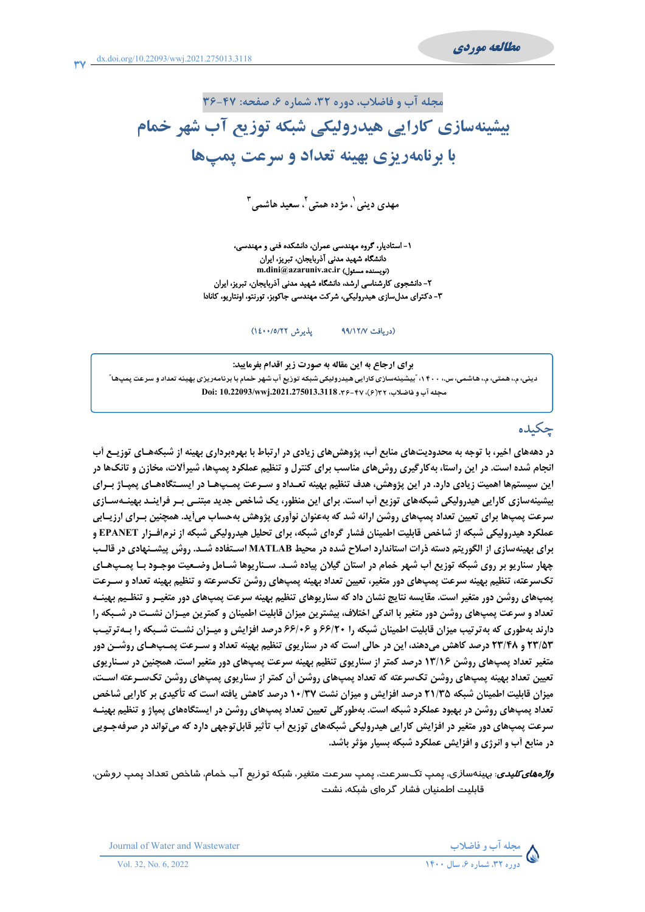مطالعه موردی

dx.doi.org/10.22093/wwj.2021.275013.3118

مجله آب و فاضلاب، دوره ۳۲، شماره ۶، صفحه: ۴۷-۳۶

# بیشینه‌سازی کارایی هیدرولیکی شبکه توزیع آب شهر خمام با برنامه‌ریزی بهینه تعداد و سرعت پمپ‌ها

مهدی دینی[1]، مژده همتی[2]، سعید هاشمی[3]

۱- استادیار، گروه مهندسی عمران، دانشکده فنی و مهندسی، دانشگاه شهید مدنی آذربایجان، تبریز، ایران
(نویسنده مسئول) m.dini@azaruniv.ac.ir
۲- دانشجوی کارشناسی ارشد، دانشگاه شهید مدنی آذربایجان، تبریز، ایران
۳- دکترای مدل‌سازی هیدرولیکی، شرکت مهندسی جاکوبز، تورنتو، اونتاریو، کانادا

(دریافت ۹۹/۱۲/۷ پذیرش ۱۴۰۰/۵/۲۲)

**برای ارجاع به این مقاله به صورت زیر اقدام بفرمایید:**
دینی، م.، همتی، م.، هاشمی، س.، ۱۴۰۰، "بیشینه‌سازی کارایی هیدرولیکی شبکه توزیع آب شهر خمام با برنامه‌ریزی بهینه تعداد و سرعت پمپ‌ها"
مجله آب و فاضلاب، ۳۲(۶)، ۴۷-۳۶. Doi: 10.22093/wwj.2021.275013.3118

## چکیده

در دهه‌های اخیر، با توجه به محدودیت‌های منابع آب، پژوهش‌های زیادی در ارتباط با بهره‌برداری بهینه از شبکه‌های توزیع آب انجام شده است. در این راستا، به‌کارگیری روش‌های مناسب برای کنترل و تنظیم عملکرد پمپ‌ها، شیرآلات، مخازن و تانک‌ها در این سیستم‌ها اهمیت زیادی دارد. در این پژوهش، هدف تنظیم بهینه تعداد و سرعت پمپ‌ها در ایستگاه‌های پمپاژ برای بیشینه‌سازی کارایی هیدرولیکی شبکه‌های توزیع آب است. برای این منظور، یک شاخص جدید مبتنی بر فرایند بهینه‌سازی سرعت پمپ‌ها برای تعیین تعداد پمپ‌های روشن ارائه شد که به‌عنوان نوآوری پژوهش به‌حساب می‌آید. همچنین برای ارزیابی عملکرد هیدرولیکی شبکه از شاخص قابلیت اطمینان فشار گره‌ای شبکه، برای تحلیل هیدرولیکی شبکه از نرم‌افزار EPANET و برای بهینه‌سازی از الگوریتم دسته ذرات استاندارد اصلاح شده در محیط MATLAB استفاده شد. روش پیشنهادی در قالب چهار سناریو بر روی شبکه توزیع آب شهر خمام در استان گیلان پیاده شد. سناریوها شامل وضعیت موجود با پمپ‌های تک‌سرعته، تنظیم بهینه سرعت پمپ‌های دور متغیر، تعیین تعداد بهینه پمپ‌های روشن تک‌سرعته و تنظیم بهینه تعداد و سرعت پمپ‌های روشن دور متغیر است. مقایسه نتایج نشان داد که سناریوهای تنظیم بهینه سرعت پمپ‌های دور متغیر و تنظیم بهینه تعداد و سرعت پمپ‌های روشن دور متغیر با اندکی اختلاف، بیشترین میزان قابلیت اطمینان و کمترین میزان نشت در شبکه را دارند به‌طوری که به‌ترتیب میزان قابلیت اطمینان شبکه را ۶۶/۲۰ و ۶۶/۰۶ درصد افزایش و میزان نشت شبکه را به‌ترتیب ۲۳/۵۳ و ۲۳/۴۸ درصد کاهش می‌دهند، این در حالی است که در سناریوی تنظیم بهینه تعداد و سرعت پمپ‌های روشن دور متغیر تعداد پمپ‌های روشن ۱۳/۱۶ درصد کمتر از سناریوی تنظیم بهینه سرعت پمپ‌های دور متغیر است. همچنین در سناریوی تعیین تعداد بهینه پمپ‌های روشن تک‌سرعته که تعداد پمپ‌های روشن آن کمتر از سناریوی پمپ‌های روشن تک‌سرعته است، میزان قابلیت اطمینان شبکه ۲۱/۳۵ درصد افزایش و میزان نشت ۱۰/۳۷ درصد کاهش یافته است که تأکیدی بر کارایی شاخص تعداد پمپ‌های روشن در بهبود عملکرد شبکه است. به‌طورکلی تعیین تعداد پمپ‌های روشن در ایستگاه‌های پمپاژ و تنظیم بهینه سرعت پمپ‌های دور متغیر در افزایش کارایی هیدرولیکی شبکه‌های توزیع آب تأثیر قابل‌توجهی دارد که می‌تواند در صرفه‌جویی در منابع آب و انرژی و افزایش عملکرد شبکه بسیار مؤثر باشد.

***واژه‌های کلیدی:*** بهینه‌سازی، پمپ تک‌سرعت، پمپ سرعت متغیر، شبکه توزیع آب خمام، شاخص تعداد پمپ روشن، قابلیت اطمینان فشار گره‌ای شبکه، نشت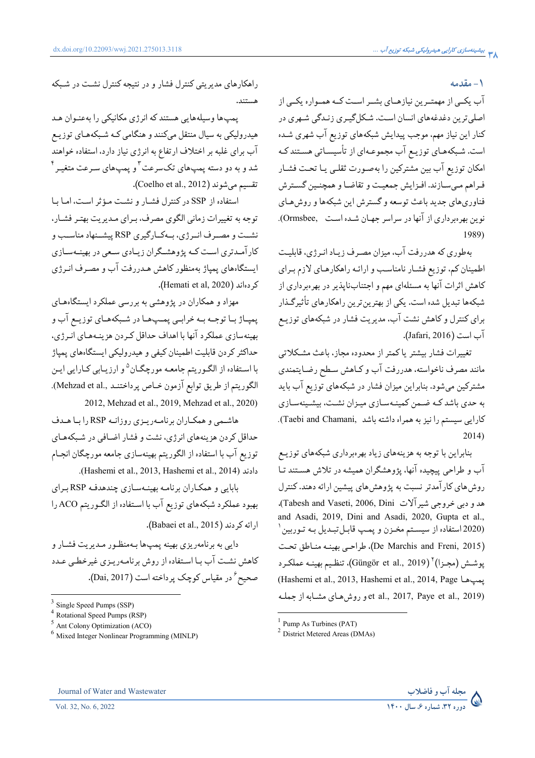## ۱- مقدمه

آب یکی از مهمترین نیازهای بشر است که همواره یکی از اصلی‌ترین دغدغه‌های انسان است. شکل‌گیری زندگی شهری در کنار این نیاز مهم، موجب پیدایش شبکه‌های توزیع آب شهری شده است. شبکه‌های توزیع آب مجموعه‌ای از تأسیساتی هستند که امکان توزیع آب بین مشترکین را به‌صورت ثقلی یا تحت فشار فراهم می‌سازند. افزایش جمعیت و تقاضا و همچنین گسترش فناوری‌های جدید باعث توسعه و گسترش این شبکه‌ها و روش‌های نوین بهره‌برداری از آنها در سراسر جهان شده است (Ormsbee, 1989).

به‌طوری که هدررفت آب، میزان مصرف زیاد انرژی، قابلیت اطمینان کم، توزیع فشار نامناسب و ارائه راهکارهای لازم برای کاهش اثرات آنها به مسئله‌ای مهم و اجتناب‌ناپذیر در بهره‌برداری از شبکه‌ها تبدیل شده است. یکی از بهترین‌ترین راهکارهای تأثیرگذار برای کنترل و کاهش نشت آب، مدیریت فشار در شبکه‌های توزیع آب است (Jafari, 2016).

تغییرات فشار بیشتر یا کمتر از محدوده مجاز، باعث مشکلاتی مانند مصرف ناخواسته، هدررفت آب و کاهش سطح رضایتمندی مشترکین می‌شود. بنابراین میزان فشار در شبکه‌های توزیع آب باید به حدی باشد که ضمن کمینه‌سازی میزان نشت، بیشینه‌سازی کارایی سیستم را نیز به همراه داشته باشد (Taebi and Chamani, 2014).

بنابراین با توجه به هزینه‌های زیاد بهره‌برداری شبکه‌های توزیع آب و طراحی پیچیده آنها، پژوهشگران همیشه در تلاش هستند تا روش‌های کارآمدتر نسبت به پژوهش‌های پیشین ارائه دهند. کنترل هد و دبی خروجی شیرآلات (Tabesh and Vaseti, 2006, Dini and Asadi, 2019, Dini and Asadi, 2020, Gupta et al., 2020) استفاده از سیستم مخزن و پمپ قابل تبدیل به توربین[1] (De Marchis and Freni, 2015)، طراحی بهینه مناطق تحت پوشش (مجزا)[2] (Güngör et al., 2019)، تنظیم بهینه عملکرد پمپ‌ها (Hashemi et al., 2013, Hashemi et al., 2014, Page et al., 2017, Paye et al., 2019) و روش‌های مشابه از جمله راهکارهای مدیریتی کنترل فشار و در نتیجه کنترل نشت در شبکه هستند.

پمپ‌ها وسیله‌هایی هستند که انرژی مکانیکی را به‌عنوان هد هیدرولیکی به سیال منتقل می‌کنند و هنگامی که شبکه‌های توزیع آب برای غلبه بر اختلاف ارتفاع به انرژی نیاز دارد، استفاده خواهند شد و به دو دسته پمپ‌های تک‌سرعت[3] و پمپ‌های سرعت متغیر[4] تقسیم می‌شوند (Coelho et al., 2012).

استفاده از SSP در کنترل فشار و نشت مؤثر است، اما با توجه به تغییرات زمانی الگوی مصرف، برای مدیریت بهتر فشار، نشت و مصرف انرژی، به‌کارگیری RSP پیشنهاد مناسب و کارآمدتری است که پژوهشگران زیادی سعی در بهینه‌سازی ایستگاه‌های پمپاژ به‌منظور کاهش هدررفت آب و مصرف انرژی کرده‌اند (Hemati et al, 2020).

مهزاد و همکاران در پژوهشی به بررسی عملکرد ایستگاه‌های پمپاژ با توجه به خرابی پمپ‌ها در شبکه‌های توزیع آب و بهینه‌سازی عملکرد آنها با اهداف حداقل کردن هزینه‌های انرژی، حداکثر کردن قابلیت اطمینان کیفی و هیدرولیکی ایستگاه‌های پمپاژ با استفاده از الگوریتم جامعه مورچگان[5] و ارزیابی کارایی این الگوریتم از طریق توابع آزمون خاص پرداختند (Mehzad et al., 2012, Mehzad et al., 2019, Mehzad et al., 2020).

هاشمی و همکاران برنامه‌ریزی روزانه RSP را با هدف حداقل کردن هزینه‌های انرژی، نشت و فشار اضافی در شبکه‌های توزیع آب با استفاده از الگوریتم بهینه‌سازی جامعه مورچگان انجام دادند (Hashemi et al., 2013, Hashemi et al., 2014).

بابایی و همکاران برنامه بهینه‌سازی چندهدفه RSP برای بهبود عملکرد شبکه‌های توزیع آب با استفاده از الگوریتم ACO را ارائه کردند (Babaei et al., 2015).

دایی به برنامه‌ریزی بهینه پمپ‌ها به‌منظور مدیریت فشار و کاهش نشت آب با استفاده از روش برنامه‌ریزی غیرخطی عدد صحیح[6] در مقیاس کوچک پرداخته است (Dai, 2017).

---

[1] Pump As Turbines (PAT)

[2] District Metered Areas (DMAs)

[3] Single Speed Pumps (SSP)

[4] Rotational Speed Pumps (RSP)

[5] Ant Colony Optimization (ACO)

[6] Mixed Integer Nonlinear Programming (MINLP)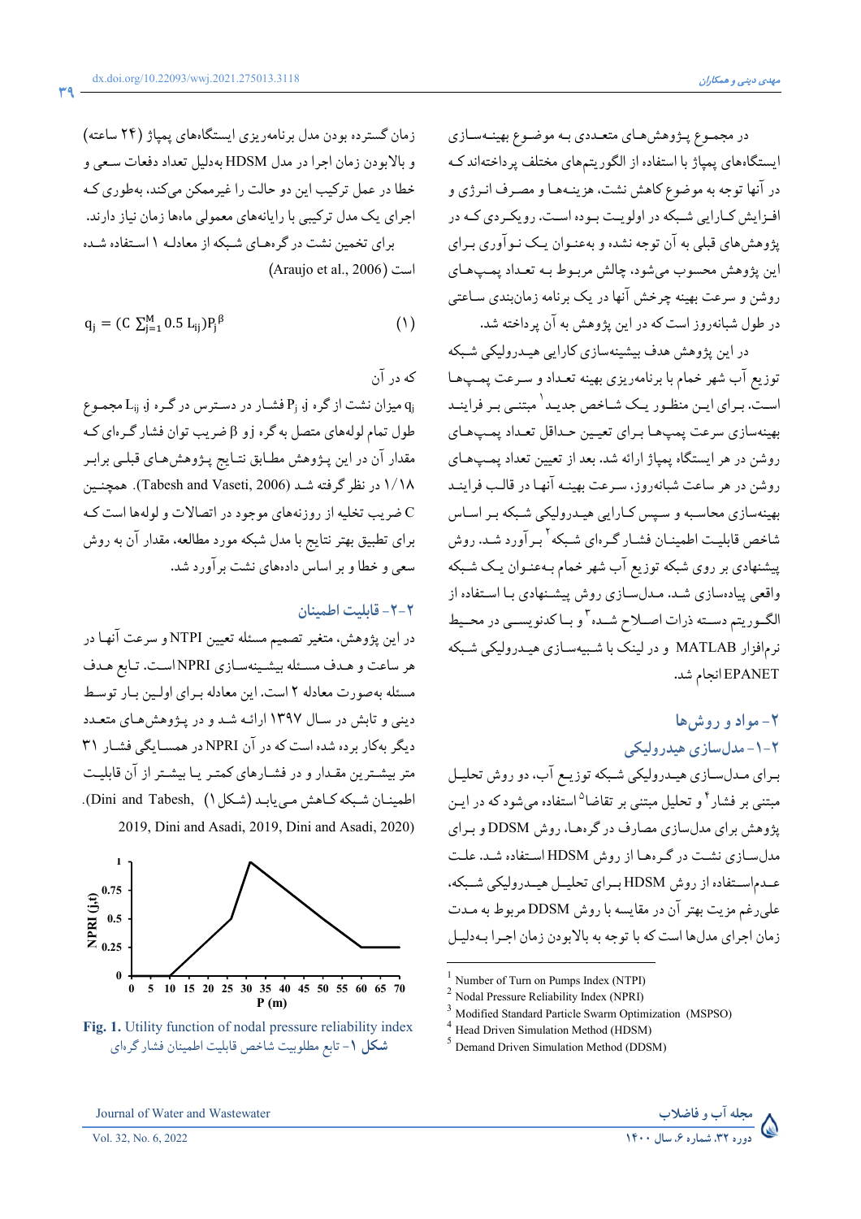در مجموع پژوهش‌های متعددی به موضوع بهینه‌سازی ایستگاه‌های پمپاژ با استفاده از الگوریتم‌های مختلف پرداخته‌اند که در آنها توجه به موضوع کاهش نشت، هزینه‌ها و مصرف انرژی و افزایش کارایی شبکه در اولویت بوده است. رویکردی که در پژوهش‌های قبلی به آن توجه نشده و به‌عنوان یک نوآوری برای این پژوهش محسوب می‌شود، چالش مربوط به تعداد پمپ‌های روشن و سرعت بهینه چرخش آنها در یک برنامه زمان‌بندی ساعتی در طول شبانه‌روز است که در این پژوهش به آن پرداخته شد.

در این پژوهش هدف بیشینه‌سازی کارایی هیدرولیکی شبکه توزیع آب شهر خمام با برنامه‌ریزی بهینه تعداد و سرعت پمپ‌ها است. برای این منظور یک شاخص جدید[1] مبتنی بر فرایند بهینه‌سازی سرعت پمپ‌ها برای تعیین حداقل تعداد پمپ‌های روشن در هر ایستگاه پمپاژ ارائه شد. بعد از تعیین تعداد پمپ‌های روشن در هر ساعت شبانه‌روز، سرعت بهینه آنها در قالب فرایند بهینه‌سازی محاسبه و سپس کارایی هیدرولیکی شبکه بر اساس شاخص قابلیت اطمینان فشار گره‌ای شبکه[2] برآورد شد. روش پیشنهادی بر روی شبکه توزیع آب شهر خمام به‌عنوان یک شبکه واقعی پیاده‌سازی شد. مدل‌سازی روش پیشنهادی با استفاده از الگوریتم دسته ذرات اصلاح شده[3] و با کدنویسی در محیط نرم‌افزار MATLAB و در لینک با شبیه‌سازی هیدرولیکی شبکه EPANET انجام شد.

## ۲- مواد و روش‌ها

### ۲-۱- مدل‌سازی هیدرولیکی

برای مدل‌سازی هیدرولیکی شبکه توزیع آب، دو روش تحلیل مبتنی بر فشار[4] و تحلیل مبتنی بر تقاضا[5] استفاده می‌شود که در این پژوهش برای مدل‌سازی مصارف در گره‌ها، روش DDSM و برای مدل‌سازی نشت در گره‌ها از روش HDSM استفاده شد. علت عدم‌استفاده از روش HDSM برای تحلیل هیدرولیکی شبکه، علی‌رغم مزیت بهتر آن در مقایسه با روش DDSM مربوط به مدت زمان اجرای مدل‌ها است که با توجه به بالابودن زمان اجرا به‌دلیل زمان گسترده بودن مدل برنامه‌ریزی ایستگاه‌های پمپاژ (۲۴ ساعته) و بالابودن زمان اجرا در مدل HDSM به‌دلیل تعداد دفعات سعی و خطا در عمل ترکیب این دو حالت را غیرممکن می‌کند، به‌طوری که اجرای یک مدل ترکیبی با رایانه‌های معمولی ماه‌ها زمان نیاز دارند.

برای تخمین نشت در گره‌های شبکه از معادله ۱ استفاده شده است (Araujo et al., 2006)

$$q_j = (C \sum_{j=1}^{M} 0.5\, L_{ij}) P_j^{\beta} \qquad (1)$$

که در آن

$q_j$ میزان نشت از گره j، $P_j$ فشار در دسترس در گره j، $L_{ij}$ مجموع طول تمام لوله‌های متصل به گره j و $\beta$ ضریب توان فشار گره‌ای که مقدار آن در این پژوهش مطابق نتایج پژوهش‌های قبلی برابر ۱/۱۸ در نظر گرفته شد (Tabesh and Vaseti, 2006). همچنین C ضریب تخلیه از روزنه‌های موجود در اتصالات و لوله‌ها است که برای تطبیق بهتر نتایج با مدل شبکه مورد مطالعه، مقدار آن به روش سعی و خطا و بر اساس داده‌های نشت برآورد شد.

### ۲-۲- قابلیت اطمینان

در این پژوهش، متغیر تصمیم مسئله تعیین NTPI و سرعت آنها در هر ساعت و هدف مسئله بیشینه‌سازی NPRI است. تابع هدف مسئله به‌صورت معادله ۲ است. این معادله برای اولین بار توسط دینی و تابش در سال ۱۳۹۷ ارائه شد و در پژوهش‌های متعدد دیگر به‌کار برده شده است که در آن NPRI در همسایگی فشار ۳۱ متر بیشترین مقدار و در فشارهای کمتر یا بیشتر از آن قابلیت اطمینان شبکه کاهش می‌یابد (شکل ۱) (Dini and Tabesh, 2019, Dini and Asadi, 2019, Dini and Asadi, 2020).

**Fig. 1.** Utility function of nodal pressure reliability index

**شکل ۱**- تابع مطلوبیت شاخص قابلیت اطمینان فشار گره‌ای

---

[1] Number of Turn on Pumps Index (NTPI)
[2] Nodal Pressure Reliability Index (NPRI)
[3] Modified Standard Particle Swarm Optimization (MSPSO)
[4] Head Driven Simulation Method (HDSM)
[5] Demand Driven Simulation Method (DDSM)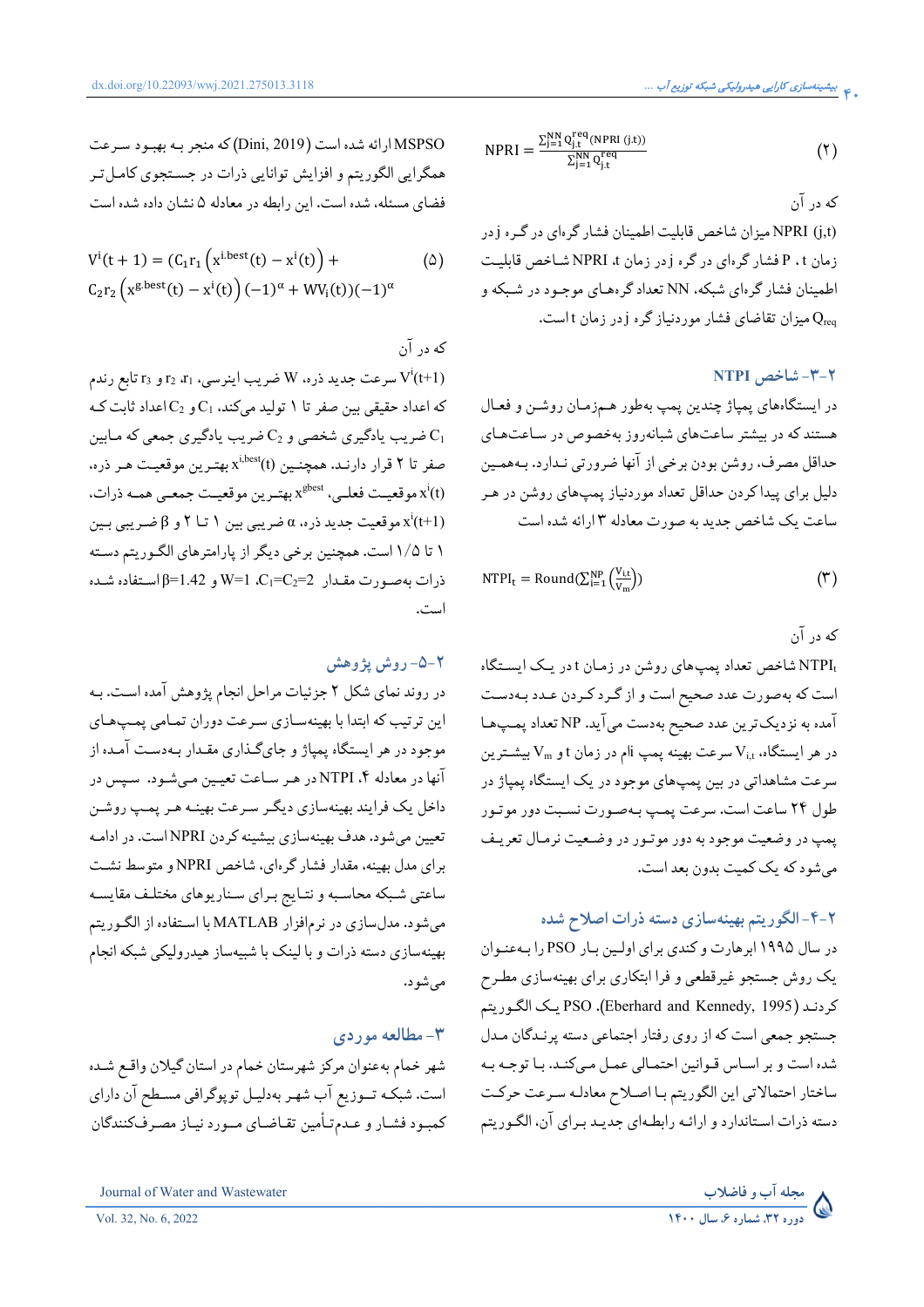$$\mathrm{NPRI}=\frac{\sum_{j=1}^{NN}Q_{j.t}^{req}(\mathrm{NPRI}\ (j.t))}{\sum_{j=1}^{NN}Q_{j.t}^{req}} \qquad (۲)$$

که در آن

NPRI (j,t) میزان شاخص قابلیت اطمینان فشار گره‌ای در گره j در زمان t ، P فشار گره‌ای در گره j در زمان t، NPRI شاخص قابلیت اطمینان فشار گره‌ای شبکه، NN تعداد گره‌های موجود در شبکه و $Q_{req}$ میزان تقاضای فشار موردنیاز گره j در زمان t است.

### ۲-۳- شاخص NTPI

در ایستگاه‌های پمپاژ چندین پمپ به‌طور هم‌زمان روشن و فعال هستند که در بیشتر ساعت‌های شبانه‌روز به‌خصوص در ساعت‌های حداقل مصرف، روشن بودن برخی از آنها ضرورتی ندارد. به‌همین دلیل برای پیدا کردن حداقل تعداد موردنیاز پمپ‌های روشن در هر ساعت یک شاخص جدید به صورت معادله ۳ ارائه شده است

$$\mathrm{NTPI}_t=\mathrm{Round}\left(\sum_{i=1}^{NP}\left(\frac{V_{i,t}}{V_m}\right)\right) \qquad (۳)$$

که در آن

$NTPI_t$ شاخص تعداد پمپ‌های روشن در زمان t در یک ایستگاه است که به‌صورت عدد صحیح است و از گرد کردن عدد به‌دست آمده به نزدیک‌ترین عدد صحیح به‌دست می‌آید. NP تعداد پمپ‌ها در هر ایستگاه، $V_{i,t}$ سرعت بهینه پمپ iام در زمان t و $V_m$ بیشترین سرعت مشاهداتی در بین پمپ‌های موجود در یک ایستگاه پمپاژ در طول ۲۴ ساعت است. سرعت پمپ به‌صورت نسبت دور موتور پمپ در وضعیت موجود به دور موتور در وضعیت نرمال تعریف می‌شود که یک کمیت بدون بعد است.

### ۲-۴- الگوریتم بهینه‌سازی دسته ذرات اصلاح شده

در سال ۱۹۹۵ ابرهارت و کندی برای اولین بار PSO را به‌عنوان یک روش جستجو غیرقطعی و فرا ابتکاری برای بهینه‌سازی مطرح کردند (Eberhard and Kennedy, 1995). PSO یک الگوریتم جستجو جمعی است که از روی رفتار اجتماعی دسته پرندگان مدل شده است و بر اساس قوانین احتمالی عمل می‌کند. با توجه به ساختار احتمالاتی این الگوریتم با اصلاح معادله سرعت حرکت دسته ذرات استاندارد و ارائه رابطه‌ای جدید برای آن، الگوریتم MSPSO ارائه شده است (Dini, 2019) که منجر به بهبود سرعت همگرایی الگوریتم و افزایش توانایی ذرات در جستجوی کامل‌تر فضای مسئله، شده است. این رابطه در معادله ۵ نشان داده شده است

$$V^i(t+1)=\left(C_1r_1\left(x^{i.best}(t)-x^i(t)\right)+C_2r_2\left(x^{g.best}(t)-x^i(t)\right)(-1)^{\alpha}+WV_i(t)\right)(-1)^{\alpha} \qquad (۵)$$

که در آن

$V^i(t+1)$ سرعت جدید ذره، W ضریب اینرسی، $r_1$، $r_2$ و $r_3$ تابع رندم که اعداد حقیقی بین صفر تا ۱ تولید می‌کند، $C_1$ و $C_2$ اعداد ثابت که $C_1$ ضریب یادگیری شخصی و $C_2$ ضریب یادگیری جمعی که مابین صفر تا ۲ قرار دارند. همچنین $x^{i,best}(t)$ بهترین موقعیت هر ذره، $x^i(t)$ موقعیت فعلی، $x^{gbest}$ بهترین موقعیت جمعی همه ذرات، $x^i(t+1)$ موقعیت جدید ذره، α ضریبی بین ۱ تا ۲ و β ضریبی بین ۱ تا ۱/۵ است. همچنین برخی دیگر از پارامترهای الگوریتم دسته ذرات به‌صورت مقدار $C_1=C_2=2$، $W=1$ و $\beta=1.42$ استفاده شده است.

### ۲-۵- روش پژوهش

در روند نمای شکل ۲ جزئیات مراحل انجام پژوهش آمده است. به این ترتیب که ابتدا با بهینه‌سازی سرعت دوران تمامی پمپ‌های موجود در هر ایستگاه پمپاژ و جای‌گذاری مقدار به‌دست آمده از آنها در معادله ۴، NTPI در هر ساعت تعیین می‌شود. سپس در داخل یک فرایند بهینه‌سازی دیگر سرعت بهینه هر پمپ روشن تعیین می‌شود. هدف بهینه‌سازی بیشینه کردن NPRI است. در ادامه برای مدل بهینه، مقدار فشار گره‌ای، شاخص NPRI و متوسط نشت ساعتی شبکه محاسبه و نتایج برای سناریوهای مختلف مقایسه می‌شود. مدل‌سازی در نرم‌افزار MATLAB با استفاده از الگوریتم بهینه‌سازی دسته ذرات و با لینک با شبیه‌ساز هیدرولیکی شبکه انجام می‌شود.

## ۳- مطالعه موردی

شهر خمام به‌عنوان مرکز شهرستان خمام در استان گیلان واقع شده است. شبکه توزیع آب شهر به‌دلیل توپوگرافی مسطح آن دارای کمبود فشار و عدم‌تأمین تقاضای مورد نیاز مصرف‌کنندگان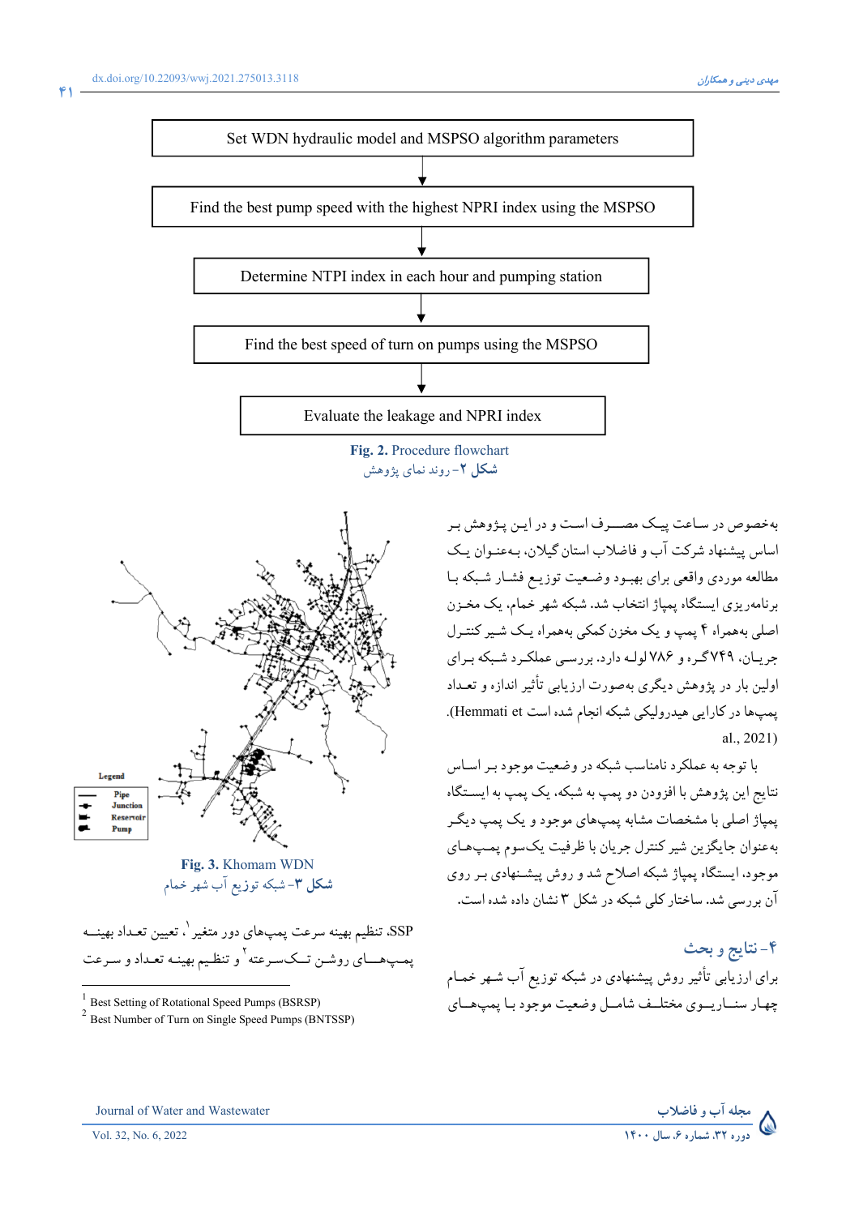Set WDN hydraulic model and MSPSO algorithm parameters

↓

Find the best pump speed with the highest NPRI index using the MSPSO

↓

Determine NTPI index in each hour and pumping station

↓

Find the best speed of turn on pumps using the MSPSO

↓

Evaluate the leakage and NPRI index

**Fig. 2.** Procedure flowchart

**شکل ۲**- روند نمای پژوهش

به‌خصوص در ساعت پیک مصرف است و در این پژوهش بر اساس پیشنهاد شرکت آب و فاضلاب استان گیلان، به‌عنوان یک مطالعه موردی واقعی برای بهبود وضعیت توزیع فشار شبکه با برنامه‌ریزی ایستگاه پمپاژ انتخاب شد. شبکه شهر خمام، یک مخزن اصلی به‌همراه ۴ پمپ و یک مخزن کمکی به‌همراه یک شیر کنترل جریان، ۷۴۹ گره و ۷۸۶ لوله دارد. بررسی عملکرد شبکه برای اولین بار در پژوهش دیگری به‌صورت ارزیابی تأثیر اندازه و تعداد پمپ‌ها در کارایی هیدرولیکی شبکه انجام شده است (Hemmati et al., 2021).

با توجه به عملکرد نامناسب شبکه در وضعیت موجود بر اساس نتایج این پژوهش با افزودن دو پمپ به شبکه، یک پمپ به ایستگاه پمپاژ اصلی با مشخصات مشابه پمپ‌های موجود و یک پمپ دیگر به‌عنوان جایگزین شیر کنترل جریان با ظرفیت یک‌سوم پمپ‌های موجود، ایستگاه پمپاژ شبکه اصلاح شد و روش پیشنهادی بر روی آن بررسی شد. ساختار کلی شبکه در شکل ۳ نشان داده شده است.

Legend: Pipe, Junction, Reservoir, Pump

**Fig. 3.** Khomam WDN

**شکل ۳**- شبکه توزیع آب شهر خمام

## ۴- نتایج و بحث

برای ارزیابی تأثیر روش پیشنهادی در شبکه توزیع آب شهر خمام چهار سناریوی مختلف شامل وضعیت موجود با پمپ‌های SSP، تنظیم بهینه سرعت پمپ‌های دور متغیر[1]، تعیین تعداد بهینه پمپ‌های روشن تک‌سرعته[2] و تنظیم بهینه تعداد و سرعت

---

[1] Best Setting of Rotational Speed Pumps (BSRSP)

[2] Best Number of Turn on Single Speed Pumps (BNTSSP)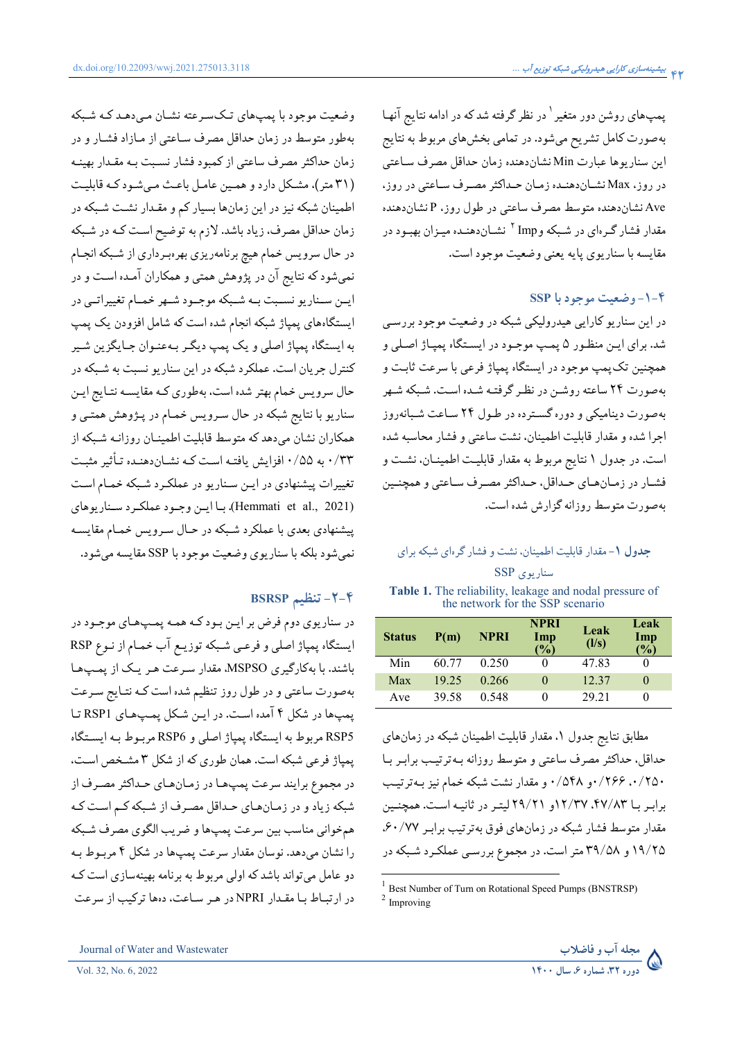پمپ‌های روشن دور متغیر[1] در نظر گرفته شد که در ادامه نتایج آنها به‌صورت کامل تشریح می‌شود. در تمامی بخش‌های مربوط به نتایج این سناریوها عبارت Min نشان‌دهنده زمان حداقل مصرف ساعتی در روز، Max نشان‌دهنده زمان حداکثر مصرف ساعتی در روز، Ave نشان‌دهنده متوسط مصرف ساعتی در طول روز، P نشان‌دهنده مقدار فشار گره‌ای در شبکه و Imp [2] نشان‌دهنده میزان بهبود در مقایسه با سناریوی پایه یعنی وضعیت موجود است.

### ۴-۱- وضعیت موجود با SSP

در این سناریو کارایی هیدرولیکی شبکه در وضعیت موجود بررسی شد. برای این منظور ۵ پمپ موجود در ایستگاه پمپاژ اصلی و همچنین تک‌پمپ موجود در ایستگاه پمپاژ فرعی با سرعت ثابت و به‌صورت ۲۴ ساعته روشن در نظر گرفته شده است. شبکه شهر به‌صورت دینامیکی و دوره گسترده در طول ۲۴ ساعت شبانه‌روز اجرا شده و مقدار قابلیت اطمینان، نشت ساعتی و فشار محاسبه شده است. در جدول ۱ نتایج مربوط به مقدار قابلیت اطمینان، نشت و فشار در زمان‌های حداقل، حداکثر مصرف ساعتی و همچنین به‌صورت متوسط روزانه گزارش شده است.

**جدول ۱-** مقدار قابلیت اطمینان، نشت و فشار گره‌ای شبکه برای سناریوی SSP

**Table 1.** The reliability, leakage and nodal pressure of the network for the SSP scenario

| Status | P(m) | NPRI | NPRI Imp (%) | Leak (l/s) | Leak Imp (%) |
|---|---|---|---|---|---|
| Min | 60.77 | 0.250 | 0 | 47.83 | 0 |
| Max | 19.25 | 0.266 | 0 | 12.37 | 0 |
| Ave | 39.58 | 0.548 | 0 | 29.21 | 0 |

مطابق نتایج جدول ۱، مقدار قابلیت اطمینان شبکه در زمان‌های حداقل، حداکثر مصرف ساعتی و متوسط روزانه به‌ترتیب برابر با ۰/۲۵۰، ۰/۲۶۶ و ۰/۵۴۸ و مقدار نشت شبکه خام نیز به‌ترتیب برابر با ۴۷/۸۳، ۱۲/۳۷ و ۲۹/۲۱ لیتر در ثانیه است. همچنین مقدار متوسط فشار شبکه در زمان‌های فوق به‌ترتیب برابر ۶۰/۷۷، ۱۹/۲۵ و ۳۹/۵۸ متر است. در مجموع بررسی عملکرد شبکه در وضعیت موجود با پمپ‌های تک‌سرعته نشان می‌دهد که شبکه به‌طور متوسط در زمان حداقل مصرف ساعتی از مازاد فشار و در زمان حداکثر مصرف ساعتی از کمبود فشار نسبت به مقدار بهینه (۳۱ متر)، مشکل دارد و همین عامل باعث می‌شود که قابلیت اطمینان شبکه نیز در این زمان‌ها بسیار کم و مقدار نشت شبکه در زمان حداقل مصرف، زیاد باشد. لازم به توضیح است که در شبکه در حال سرویس خام هیچ برنامه‌ریزی بهره‌برداری از شبکه انجام نمی‌شود که نتایج آن در پژوهش همتی و همکاران آمده است و در این سناریو نسبت به شبکه موجود شهر خمام تغییراتی در ایستگاه‌های پمپاژ شبکه انجام شده است که شامل افزودن یک پمپ به ایستگاه پمپاژ اصلی و یک پمپ دیگر به‌عنوان جایگزین شیر کنترل جریان است. عملکرد شبکه در این سناریو نسبت به شبکه در حال سرویس خام بهتر شده است، به‌طوری که مقایسه نتایج این سناریو با نتایج شبکه در حال سرویس خمام در پژوهش همتی و همکاران نشان می‌دهد که متوسط قابلیت اطمینان روزانه شبکه از ۰/۳۳ به ۰/۵۵ افزایش یافته است که نشان‌دهنده تأثیر مثبت تغییرات پیشنهادی در این سناریو در عملکرد شبکه خمام است (Hemmati et al., 2021). با این وجود عملکرد سناریوهای پیشنهادی بعدی با عملکرد شبکه در حال سرویس خمام مقایسه نمی‌شود بلکه با سناریوی وضعیت موجود با SSP مقایسه می‌شود.

### ۴-۲- تنظیم BSRSP

در سناریوی دوم فرض بر این بود که همه پمپ‌های موجود در ایستگاه پمپاژ اصلی و فرعی شبکه توزیع آب خمام از نوع RSP باشند. با به‌کارگیری MSPSO، مقدار سرعت هر یک از پمپ‌ها به‌صورت ساعتی و در طول روز تنظیم شده است که نتایج سرعت پمپ‌ها در شکل ۴ آمده است. در این شکل پمپ‌های RSP1 تا RSP5 مربوط به ایستگاه پمپاژ اصلی و RSP6 مربوط به ایستگاه پمپاژ فرعی شبکه است. همان طوری که از شکل ۳ مشخص است، در مجموع برایند سرعت پمپ‌ها در زمان‌های حداکثر مصرف از شبکه زیاد و در زمان‌های حداقل مصرف از شبکه کم است که هم‌خوانی مناسب بین سرعت پمپ‌ها و ضریب الگوی مصرف شبکه را نشان می‌دهد. نوسان مقدار سرعت پمپ‌ها در شکل ۴ مربوط به دو عامل می‌تواند باشد که اولی مربوط به برنامه بهینه‌سازی است که در ارتباط با مقدار NPRI در هر ساعت، دهها ترکیب از سرعت

---

[1] Best Number of Turn on Rotational Speed Pumps (BNSTRSP)

[2] Improving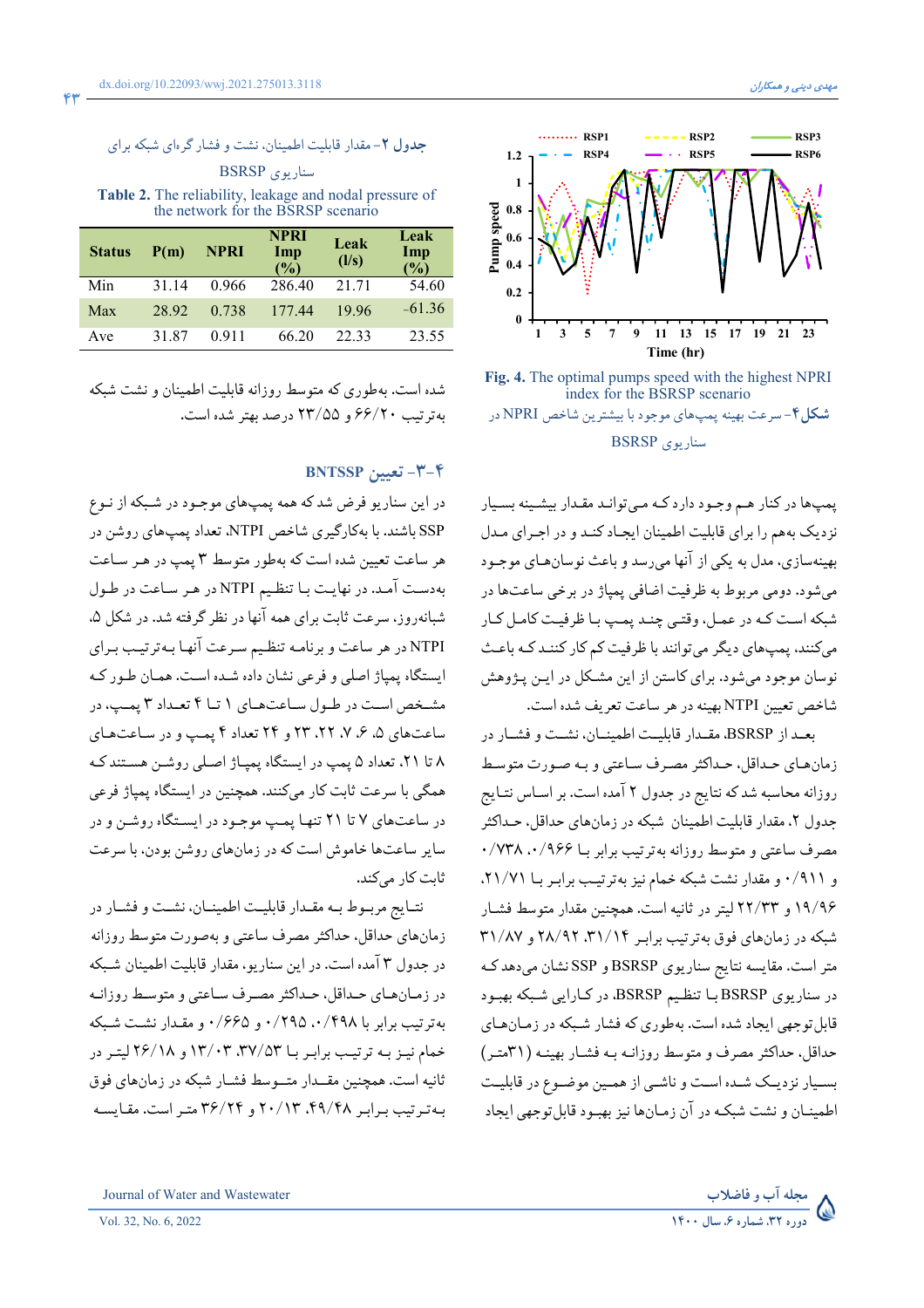پمپ‌ها در کنار هم وجود دارد که می‌توانند مقدار بیشینه بسیار نزدیک به‌هم را برای قابلیت اطمینان ایجاد کند و در اجرای مدل بهینه‌سازی، مدل به یکی از آنها می‌رسد و باعث نوسان‌های موجود می‌شود. دومی مربوط به ظرفیت اضافی پمپاژ در برخی ساعت‌ها در شبکه است که در عمل، وقتی چند پمپ با ظرفیت کامل کار می‌کنند، پمپ‌های دیگر می‌توانند با ظرفیت کم کار کنند که باعث نوسان موجود می‌شود. برای کاستن از این مشکل در این پژوهش شاخص تعیین NPTI بهینه در هر ساعت تعریف شده است.

بعد از BSRSP، مقدار قابلیت اطمینان، نشت و فشار در زمان‌های حداقل، حداکثر مصرف ساعتی و به صورت متوسط روزانه محاسبه شد که نتایج در جدول ۲ آمده است. بر اساس نتایج جدول ۲، مقدار قابلیت اطمینان شبکه در زمان‌های حداقل، حداکثر مصرف ساعتی و متوسط روزانه به‌ترتیب برابر با ۰/۹۶۶، ۰/۷۳۸ و ۰/۹۱۱ و مقدار نشت شبکه خام نیز به‌ترتیب برابر با ۲۱/۷۱، ۱۹/۹۶ و ۲۲/۳۳ لیتر در ثانیه است. همچنین مقدار متوسط فشار شبکه در زمان‌های فوق به‌ترتیب برابر ۳۱/۱۴، ۲۸/۹۲ و ۳۱/۸۷ متر است. مقایسه نتایج سناریوی BSRSP و SSP نشان می‌دهد که در سناریوی BSRSP با تنظیم BSRSP، در کارایی شبکه بهبود قابل‌توجهی ایجاد شده است. به‌طوری که فشار شبکه در زمان‌های حداقل، حداکثر مصرف و متوسط روزانه به فشار بهینه (۳۱متر) بسیار نزدیک شده است و ناشی از همین موضوع در قابلیت اطمینان و نشت شبکه در آن زمان‌ها نیز بهبود قابل‌توجهی ایجاد شده است. به‌طوری که متوسط روزانه قابلیت اطمینان و نشت شبکه به‌ترتیب ۶۶/۲۰ و ۲۳/۵۵ درصد بهتر شده است.

**Fig. 4.** The optimal pumps speed with the highest NPRI index for the BSRSP scenario

**شکل ۴**- سرعت بهینه پمپ‌های موجود با بیشترین شاخص NPRI در سناریوی BSRSP

**جدول ۲**- مقدار قابلیت اطمینان، نشت و فشار گره‌ای شبکه برای سناریوی BSRSP

**Table 2.** The reliability, leakage and nodal pressure of the network for the BSRSP scenario

| Status | P(m) | NPRI | NPRI Imp (%) | Leak (l/s) | Leak Imp (%) |
|---|---|---|---|---|---|
| Min | 31.14 | 0.966 | 286.40 | 21.71 | 54.60 |
| Max | 28.92 | 0.738 | 177.44 | 19.96 | -61.36 |
| Ave | 31.87 | 0.911 | 66.20 | 22.33 | 23.55 |

## ۴-۳- تعیین BNTSSP

در این سناریو فرض شد که همه پمپ‌های موجود در شبکه از نوع SSP باشند. با به‌کارگیری شاخص NTPI، تعداد پمپ‌های روشن در هر ساعت تعیین شده است که به‌طور متوسط ۳ پمپ در هر ساعت به‌دست آمد. در نهایت با تنظیم NTPI در هر ساعت در طول شبانه‌روز، سرعت ثابت برای همه آنها در نظر گرفته شد. در شکل ۵، NTPI در هر ساعت و برنامه تنظیم سرعت آنها به‌ترتیب برای ایستگاه پمپاژ اصلی و فرعی نشان داده شده است. همان طور که مشخص است در طول ساعت‌های ۱ تا ۴ تعداد ۳ پمپ، در ساعت‌های ۵، ۶، ۷، ۲۲، ۲۳ و ۲۴ تعداد ۴ پمپ و در ساعت‌های ۸ تا ۲۱، تعداد ۵ پمپ در ایستگاه پمپاژ اصلی روشن هستند که همگی با سرعت ثابت کار می‌کنند. همچنین در ایستگاه پمپاژ فرعی در ساعت‌های ۷ تا ۲۱ تنها پمپ موجود در ایستگاه روشن و در سایر ساعت‌ها خاموش است که در زمان‌های روشن بودن، با سرعت ثابت کار می‌کند.

نتایج مربوط به مقدار قابلیت اطمینان، نشت و فشار در زمان‌های حداقل، حداکثر مصرف ساعتی و به‌صورت متوسط روزانه در جدول ۳ آمده است. در این سناریو، مقدار قابلیت اطمینان شبکه در زمان‌های حداقل، حداکثر مصرف ساعتی و متوسط روزانه به‌ترتیب برابر با ۰/۴۹۸، ۰/۲۹۵ و ۰/۶۶۵ و مقدار نشت شبکه خام نیز به ترتیب برابر با ۳۷/۵۳، ۱۳/۰۳ و ۲۶/۱۸ لیتر در ثانیه است. همچنین مقدار متوسط فشار شبکه در زمان‌های فوق به‌ترتیب برابر ۴۹/۴۸، ۲۰/۱۳ و ۳۶/۲۴ متر است. مقایسه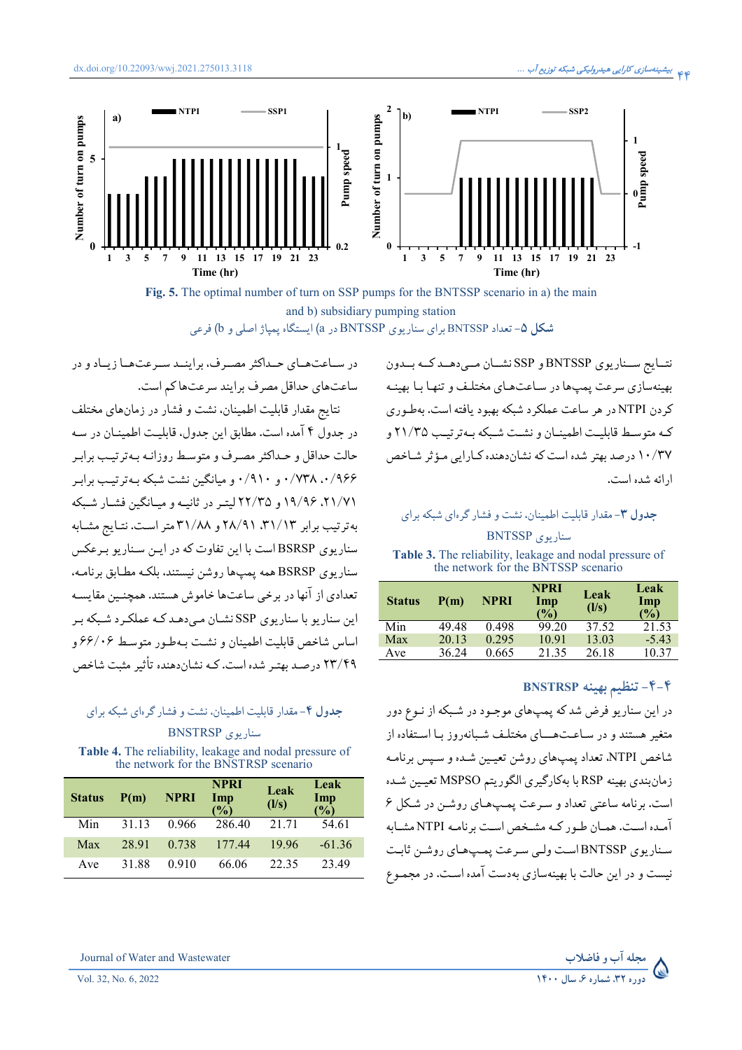Fig. 5. The optimal number of turn on SSP pumps for the BNTSSP scenario in a) the main and b) subsidiary pumping station

**شکل ۵**- تعداد BNTSSP برای سناریوی BNTSSP در a) ایستگاه پمپاژ اصلی و b) فرعی

نتـایج سـناریوی BNTSSP و SSP نشـان مـی‌دهـد کـه بـدون بهینه‌سازی سرعت پمپ‌ها در سـاعت‌های مختلـف و تنها بـا بهینه کردن NTPI در هر ساعت عملکرد شبکه بهبود یافته است. به‌طـوری کـه متوسـط قابلیت اطمینـان و نشـت شـبکه بـه‌ترتیب ۲۱/۳۵ و ۱۰/۳۷ درصد بهتر شده است که نشان‌دهنده کـارایی مـؤثر شـاخص ارائه شده است.

**جدول ۳**- مقدار قابلیت اطمینان، نشت و فشار گره‌ای شبکه برای سناریوی BNTSSP

**Table 3.** The reliability, leakage and nodal pressure of the network for the BNTSSP scenario

| Status | P(m) | NPRI | NPRI Imp (%) | Leak (l/s) | Leak Imp (%) |
|---|---|---|---|---|---|
| Min | 49.48 | 0.498 | 99.20 | 37.52 | 21.53 |
| Max | 20.13 | 0.295 | 10.91 | 13.03 | -5.43 |
| Ave | 36.24 | 0.665 | 21.35 | 26.18 | 10.37 |

## ۴-۴- تنظیم بهینه BNSTRSP

در این سناریو فرض شد که پمپ‌های موجـود در شـبکه از نـوع دور متغیر هستند و در سـاعت‌هـای مختلـف شـبانه‌روز بـا اسـتفاده از شاخص NTPI، تعداد پمپ‌های روشن تعیین شـده و سـپس برنامه زمان‌بندی بهینه RSP با به‌کارگیری الگوریتم MSPSO تعیـین شـده است. برنامه ساعتی تعداد و سـرعت پمـپ‌هـای روشـن در شـکل ۶ آمـده اسـت. همـان طـور کـه مشـخص اسـت برنـامه NTPI مشـابه سـناریوی BNTSSP اسـت ولـی سـرعت پمـپ‌هـای روشـن ثابـت نیست و در این حالت با بهینه‌سازی به‌دست آمده است. در مجمـوع در سـاعت‌هـای حـداکثر مصـرف، براینـد سـرعت‌هـا زیـاد و در ساعت‌های حداقل مصرف برایند سرعت‌ها کم است.

نتایج مقدار قابلیت اطمینان، نشت و فشار در زمان‌های مختلف در جدول ۴ آمده است. مطابق این جدول، قابلیت اطمینـان در سـه حالت حداقل و حـداکثر مصـرف و متوسـط روزانـه بـه‌ترتیـب برابـر ۰/۹۶۶، ۰/۷۳۸ و ۰/۹۱۰ و میـانگین نشت شبکه بـه‌ترتیـب برابـر ۲۱/۷۱، ۱۹/۹۶ و ۲۲/۳۵ لیتـر در ثانیـه و میـانگین فشـار شـبکه به‌ترتیب برابر ۳۱/۱۳، ۲۸/۹۱ و ۳۱/۸۸ متر است. نتـایج مشـابه سناریوی BSRSP است با این تفاوت که در ایـن سـناریو بـرعکس سناریوی BSRSP همه پمپ‌ها روشن نیستند، بلکـه مطـابق برنامـه، تعدادی از آنها در برخی ساعت‌ها خاموش هستند. همچنـین مقایسـه این سناریو با سناریوی SSP نشـان مـی‌دهـد کـه عملکـرد شـبکه بـر اساس شاخص قابلیت اطمینان و نشـت بـه‌طـور متوسـط ۶۶/۰۶ و ۲۳/۴۹ درصـد بهتـر شده است. کـه نشان‌دهنده تأثیر مثبت شاخص

**جدول ۴**- مقدار قابلیت اطمینان، نشت و فشار گره‌ای شبکه برای سناریوی BNSTRSP

**Table 4.** The reliability, leakage and nodal pressure of the network for the BNSTRSP scenario

| Status | P(m) | NPRI | NPRI Imp (%) | Leak (l/s) | Leak Imp (%) |
|---|---|---|---|---|---|
| Min | 31.13 | 0.966 | 286.40 | 21.71 | 54.61 |
| Max | 28.91 | 0.738 | 177.44 | 19.96 | -61.36 |
| Ave | 31.88 | 0.910 | 66.06 | 22.35 | 23.49 |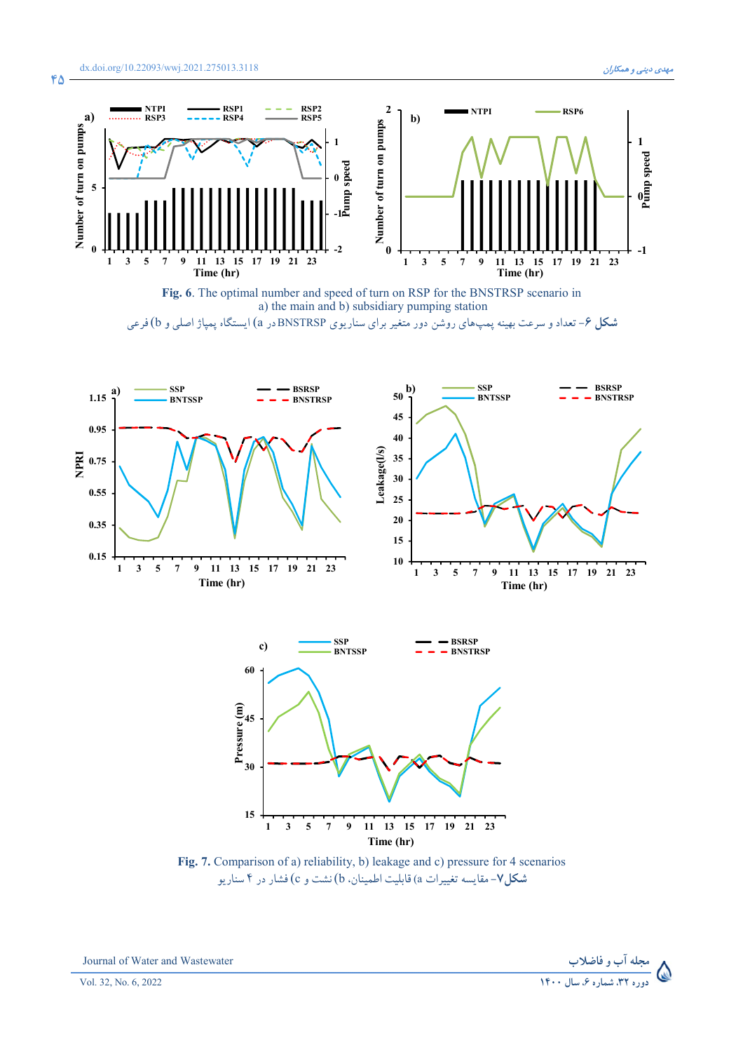**Fig. 6**. The optimal number and speed of turn on RSP for the BNSTRSP scenario in a) the main and b) subsidiary pumping station

**شکل ۶**- تعداد و سرعت بهینه پمپ‌های روشن دور متغیر برای سناریوی BNSTRSP در a) ایستگاه پمپاژ اصلی و b) فرعی

**Fig. 7.** Comparison of a) reliability, b) leakage and c) pressure for 4 scenarios

**شکل۷**- مقایسه تغییرات a) قابلیت اطمینان، b) نشت و c) فشار در ۴ سناریو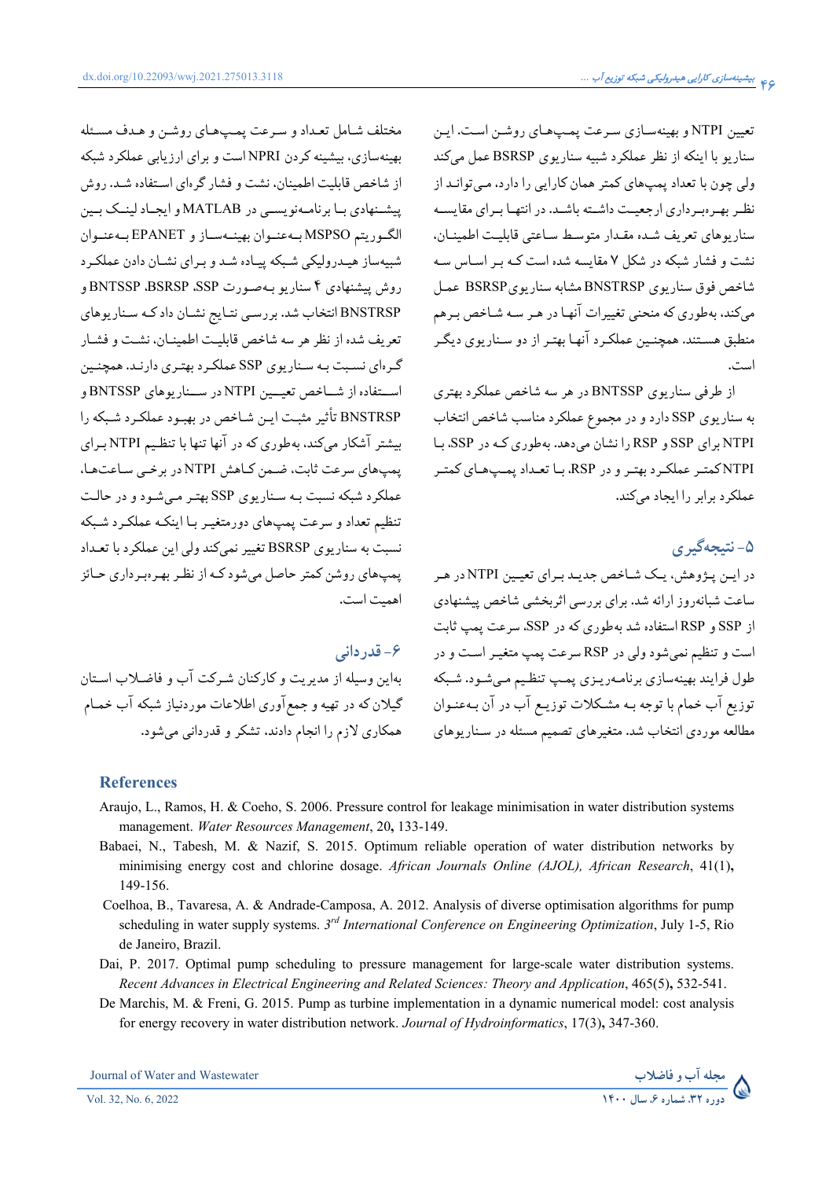تعیین NTPI و بهینه‌سازی سرعت پمپ‌های روشن است. این سناریو با اینکه از نظر عملکرد شبیه سناریوی BSRSP عمل می‌کند ولی چون با تعداد پمپ‌های کمتر همان کارایی را دارد، می‌تواند از نظر بهره‌برداری ارجعیت داشته باشد. در انتها برای مقایسه سناریوهای تعریف شده مقدار متوسط ساعتی قابلیت اطمینان، نشت و فشار شبکه در شکل ۷ مقایسه شده است که بر اساس سه شاخص فوق سناریوی BNSTRSP مشابه سناریوی BSRSP عمل می‌کند، به‌طوری که منحنی تغییرات آنها در هر سه شاخص برهم منطبق هستند. همچنین عملکرد آنها بهتر از دو سناریوی دیگر است.

از طرفی سناریوی BNTSSP در هر سه شاخص عملکرد بهتری به سناریوی SSP دارد و در مجموع عملکرد مناسب شاخص انتخاب NTPI برای SSP و RSP را نشان می‌دهد. به‌طوری که در SSP، با NTPI کمتر عملکرد بهتر و در RSP، با تعداد پمپ‌های کمتر عملکرد برابر را ایجاد می‌کند.

## ۵- نتیجه‌گیری

در این پژوهش، یک شاخص جدید برای تعیین NTPI در هر ساعت شبانه‌روز ارائه شد. برای بررسی اثربخشی شاخص پیشنهادی از SSP و RSP استفاده شد به‌طوری که در SSP، سرعت پمپ ثابت است و تنظیم نمی‌شود ولی در RSP سرعت پمپ متغیر است و در طول فرایند بهینه‌سازی برنامه‌ریزی پمپ تنظیم می‌شود. شبکه توزیع آب خمام با توجه به مشکلات توزیع آب در آن به‌عنوان مطالعه موردی انتخاب شد. متغیرهای تصمیم مسئله در سناریوهای مختلف شامل تعداد و سرعت پمپ‌های روشن و هدف مسئله بهینه‌سازی، بیشینه کردن NPRI است و برای ارزیابی عملکرد شبکه از شاخص قابلیت اطمینان، نشت و فشار گره‌ای استفاده شد. روش پیشنهادی با برنامه‌نویسی در MATLAB و ایجاد لینک بین الگوریتم MSPSO به‌عنوان بهینه‌ساز و EPANET به‌عنوان شبیه‌ساز هیدرولیکی شبکه پیاده شد و برای نشان دادن عملکرد روش پیشنهادی ۴ سناریو به‌صورت SSP، BSRSP، BNTSSP و BNSTRSP انتخاب شد. بررسی نتایج نشان داد که سناریوهای تعریف شده از نظر هر سه شاخص قابلیت اطمینان، نشت و فشار گره‌ای نسبت به سناریوی SSP عملکرد بهتری دارند. همچنین استفاده از شاخص تعیین NTPI در سناریوهای BNTSSP و BNSTRSP تأثیر مثبت این شاخص در بهبود عملکرد شبکه را بیشتر آشکار می‌کند، به‌طوری که در آنها تنها با تنظیم NTPI برای پمپ‌های سرعت ثابت، ضمن کاهش NTPI در برخی ساعت‌ها، عملکرد شبکه نسبت به سناریوی SSP بهتر می‌شود و در حالت تنظیم تعداد و سرعت پمپ‌های دورمتغیر با اینکه عملکرد شبکه نسبت به سناریوی BSRSP تغییر نمی‌کند ولی این عملکرد با تعداد پمپ‌های روشن کمتر حاصل می‌شود که از نظر بهره‌برداری حائز اهمیت است.

## ۶- قدردانی

بدین وسیله از مدیریت و کارکنان شرکت آب و فاضلاب استان گیلان که در تهیه و جمع‌آوری اطلاعات موردنیاز شبکه آب خمام همکاری لازم را انجام دادند، تشکر و قدردانی می‌شود.

## References

Araujo, L., Ramos, H. & Coeho, S. 2006. Pressure control for leakage minimisation in water distribution systems management. *Water Resources Management*, 20**,** 133-149.

Babaei, N., Tabesh, M. & Nazif, S. 2015. Optimum reliable operation of water distribution networks by minimising energy cost and chlorine dosage. *African Journals Online (AJOL), African Research*, 41(1)**,** 149-156.

Coelhoa, B., Tavaresa, A. & Andrade-Camposa, A. 2012. Analysis of diverse optimisation algorithms for pump scheduling in water supply systems. *3rd International Conference on Engineering Optimization*, July 1-5, Rio de Janeiro, Brazil.

Dai, P. 2017. Optimal pump scheduling to pressure management for large-scale water distribution systems. *Recent Advances in Electrical Engineering and Related Sciences: Theory and Application*, 465(5)**,** 532-541.

De Marchis, M. & Freni, G. 2015. Pump as turbine implementation in a dynamic numerical model: cost analysis for energy recovery in water distribution network. *Journal of Hydroinformatics*, 17(3)**,** 347-360.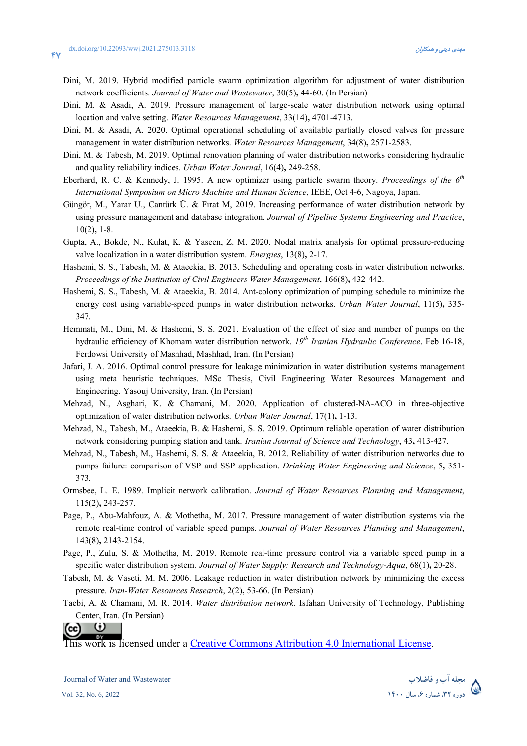Dini, M. 2019. Hybrid modified particle swarm optimization algorithm for adjustment of water distribution network coefficients. *Journal of Water and Wastewater*, 30(5), 44-60. (In Persian)

Dini, M. & Asadi, A. 2019. Pressure management of large-scale water distribution network using optimal location and valve setting. *Water Resources Management*, 33(14), 4701-4713.

Dini, M. & Asadi, A. 2020. Optimal operational scheduling of available partially closed valves for pressure management in water distribution networks. *Water Resources Management*, 34(8), 2571-2583.

Dini, M. & Tabesh, M. 2019. Optimal renovation planning of water distribution networks considering hydraulic and quality reliability indices. *Urban Water Journal*, 16(4), 249-258.

Eberhard, R. C. & Kennedy, J. 1995. A new optimizer using particle swarm theory. *Proceedings of the 6th International Symposium on Micro Machine and Human Science*, IEEE, Oct 4-6, Nagoya, Japan.

Güngör, M., Yarar U., Cantürk Ü. & Frat M, 2019. Increasing performance of water distribution network by using pressure management and database integration. *Journal of Pipeline Systems Engineering and Practice*, 10(2), 1-8.

Gupta, A., Bokde, N., Kulat, K. & Yaseen, Z. M. 2020. Nodal matrix analysis for optimal pressure-reducing valve localization in a water distribution system. *Energies*, 13(8), 2-17.

Hashemi, S. S., Tabesh, M. & Ataeekia, B. 2013. Scheduling and operating costs in water distribution networks. *Proceedings of the Institution of Civil Engineers Water Management*, 166(8), 432-442.

Hashemi, S. S., Tabesh, M. & Ataeekia, B. 2014. Ant-colony optimization of pumping schedule to minimize the energy cost using variable-speed pumps in water distribution networks. *Urban Water Journal*, 11(5), 335-347.

Hemmati, M., Dini, M. & Hashemi, S. S. 2021. Evaluation of the effect of size and number of pumps on the hydraulic efficiency of Khomam water distribution network. *19th Iranian Hydraulic Conference*. Feb 16-18, Ferdowsi University of Mashhad, Mashhad, Iran. (In Persian)

Jafari, J. A. 2016. Optimal control pressure for leakage minimization in water distribution systems management using meta heuristic techniques. MSc Thesis, Civil Engineering Water Resources Management and Engineering. Yasouj University, Iran. (In Persian)

Mehzad, N., Asghari, K. & Chamani, M. 2020. Application of clustered-NA-ACO in three-objective optimization of water distribution networks. *Urban Water Journal*, 17(1), 1-13.

Mehzad, N., Tabesh, M., Ataeekia, B. & Hashemi, S. S. 2019. Optimum reliable operation of water distribution network considering pumping station and tank. *Iranian Journal of Science and Technology*, 43, 413-427.

Mehzad, N., Tabesh, M., Hashemi, S. S. & Ataeekia, B. 2012. Reliability of water distribution networks due to pumps failure: comparison of VSP and SSP application. *Drinking Water Engineering and Science*, 5, 351-373.

Ormsbee, L. E. 1989. Implicit network calibration. *Journal of Water Resources Planning and Management*, 115(2), 243-257.

Page, P., Abu-Mahfouz, A. & Mothetha, M. 2017. Pressure management of water distribution systems via the remote real-time control of variable speed pumps. *Journal of Water Resources Planning and Management*, 143(8), 2143-2154.

Page, P., Zulu, S. & Mothetha, M. 2019. Remote real-time pressure control via a variable speed pump in a specific water distribution system. *Journal of Water Supply: Research and Technology-Aqua*, 68(1), 20-28.

Tabesh, M. & Vaseti, M. M. 2006. Leakage reduction in water distribution network by minimizing the excess pressure. *Iran-Water Resources Research*, 2(2), 53-66. (In Persian)

Taebi, A. & Chamani, M. R. 2014. *Water distribution network*. Isfahan University of Technology, Publishing Center, Iran. (In Persian)

This work is licensed under a Creative Commons Attribution 4.0 International License.